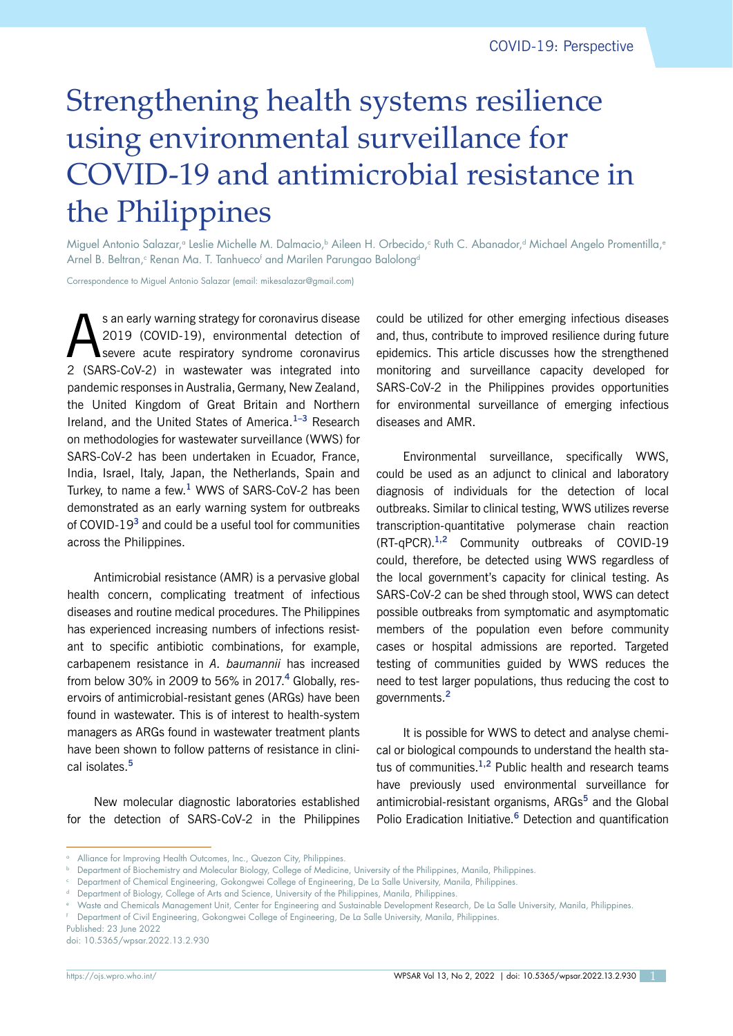COVID-19: Perspective

# Strengthening health systems resilience using environmental surveillance for COVID-19 and antimicrobial resistance in the Philippines

Miguel Antonio Salazar,[a] Leslie Michelle M. Dalmacio,[b] Aileen H. Orbecido,[c] Ruth C. Abanador,[d] Michael Angelo Promentilla,[e] Arnel B. Beltran,[c] Renan Ma. T. Tanhueco[f] and Marilen Parungao Balolong[d]

Correspondence to Miguel Antonio Salazar (email: mikesalazar@gmail.com)

As an early warning strategy for coronavirus disease 2019 (COVID-19), environmental detection of severe acute respiratory syndrome coronavirus 2 (SARS-CoV-2) in wastewater was integrated into pandemic responses in Australia, Germany, New Zealand, the United Kingdom of Great Britain and Northern Ireland, and the United States of America.[1–3] Research on methodologies for wastewater surveillance (WWS) for SARS-CoV-2 has been undertaken in Ecuador, France, India, Israel, Italy, Japan, the Netherlands, Spain and Turkey, to name a few.[1] WWS of SARS-CoV-2 has been demonstrated as an early warning system for outbreaks of COVID-19[3] and could be a useful tool for communities across the Philippines.

Antimicrobial resistance (AMR) is a pervasive global health concern, complicating treatment of infectious diseases and routine medical procedures. The Philippines has experienced increasing numbers of infections resistant to specific antibiotic combinations, for example, carbapenem resistance in *A. baumannii* has increased from below 30% in 2009 to 56% in 2017.[4] Globally, reservoirs of antimicrobial-resistant genes (ARGs) have been found in wastewater. This is of interest to health-system managers as ARGs found in wastewater treatment plants have been shown to follow patterns of resistance in clinical isolates.[5]

New molecular diagnostic laboratories established for the detection of SARS-CoV-2 in the Philippines could be utilized for other emerging infectious diseases and, thus, contribute to improved resilience during future epidemics. This article discusses how the strengthened monitoring and surveillance capacity developed for SARS-CoV-2 in the Philippines provides opportunities for environmental surveillance of emerging infectious diseases and AMR.

Environmental surveillance, specifically WWS, could be used as an adjunct to clinical and laboratory diagnosis of individuals for the detection of local outbreaks. Similar to clinical testing, WWS utilizes reverse transcription-quantitative polymerase chain reaction (RT-qPCR).[1,2] Community outbreaks of COVID-19 could, therefore, be detected using WWS regardless of the local government's capacity for clinical testing. As SARS-CoV-2 can be shed through stool, WWS can detect possible outbreaks from symptomatic and asymptomatic members of the population even before community cases or hospital admissions are reported. Targeted testing of communities guided by WWS reduces the need to test larger populations, thus reducing the cost to governments.[2]

It is possible for WWS to detect and analyse chemical or biological compounds to understand the health status of communities.[1,2] Public health and research teams have previously used environmental surveillance for antimicrobial-resistant organisms, ARGs[5] and the Global Polio Eradication Initiative.[6] Detection and quantification

---

[a] Alliance for Improving Health Outcomes, Inc., Quezon City, Philippines.
[b] Department of Biochemistry and Molecular Biology, College of Medicine, University of the Philippines, Manila, Philippines.
[c] Department of Chemical Engineering, Gokongwei College of Engineering, De La Salle University, Manila, Philippines.
[d] Department of Biology, College of Arts and Science, University of the Philippines, Manila, Philippines.
[e] Waste and Chemicals Management Unit, Center for Engineering and Sustainable Development Research, De La Salle University, Manila, Philippines.
[f] Department of Civil Engineering, Gokongwei College of Engineering, De La Salle University, Manila, Philippines.

Published: 23 June 2022
doi: 10.5365/wpsar.2022.13.2.930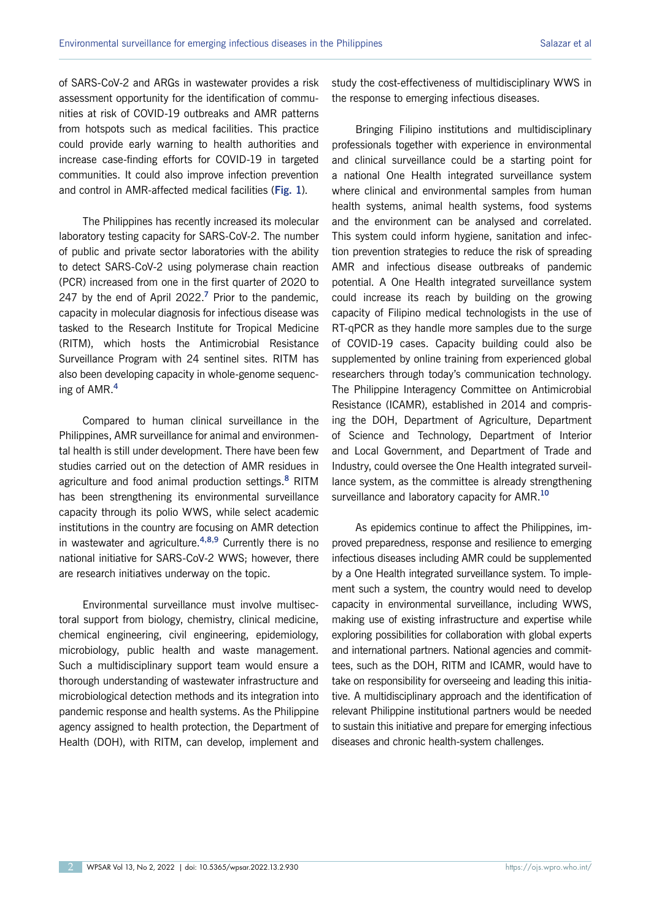of SARS-CoV-2 and ARGs in wastewater provides a risk assessment opportunity for the identification of communities at risk of COVID-19 outbreaks and AMR patterns from hotspots such as medical facilities. This practice could provide early warning to health authorities and increase case-finding efforts for COVID-19 in targeted communities. It could also improve infection prevention and control in AMR-affected medical facilities (**Fig. 1**).

The Philippines has recently increased its molecular laboratory testing capacity for SARS-CoV-2. The number of public and private sector laboratories with the ability to detect SARS-CoV-2 using polymerase chain reaction (PCR) increased from one in the first quarter of 2020 to 247 by the end of April 2022.[7] Prior to the pandemic, capacity in molecular diagnosis for infectious disease was tasked to the Research Institute for Tropical Medicine (RITM), which hosts the Antimicrobial Resistance Surveillance Program with 24 sentinel sites. RITM has also been developing capacity in whole-genome sequencing of AMR.[4]

Compared to human clinical surveillance in the Philippines, AMR surveillance for animal and environmental health is still under development. There have been few studies carried out on the detection of AMR residues in agriculture and food animal production settings.[8] RITM has been strengthening its environmental surveillance capacity through its polio WWS, while select academic institutions in the country are focusing on AMR detection in wastewater and agriculture.[4,8,9] Currently there is no national initiative for SARS-CoV-2 WWS; however, there are research initiatives underway on the topic.

Environmental surveillance must involve multisectoral support from biology, chemistry, clinical medicine, chemical engineering, civil engineering, epidemiology, microbiology, public health and waste management. Such a multidisciplinary support team would ensure a thorough understanding of wastewater infrastructure and microbiological detection methods and its integration into pandemic response and health systems. As the Philippine agency assigned to health protection, the Department of Health (DOH), with RITM, can develop, implement and study the cost-effectiveness of multidisciplinary WWS in the response to emerging infectious diseases.

Bringing Filipino institutions and multidisciplinary professionals together with experience in environmental and clinical surveillance could be a starting point for a national One Health integrated surveillance system where clinical and environmental samples from human health systems, animal health systems, food systems and the environment can be analysed and correlated. This system could inform hygiene, sanitation and infection prevention strategies to reduce the risk of spreading AMR and infectious disease outbreaks of pandemic potential. A One Health integrated surveillance system could increase its reach by building on the growing capacity of Filipino medical technologists in the use of RT-qPCR as they handle more samples due to the surge of COVID-19 cases. Capacity building could also be supplemented by online training from experienced global researchers through today's communication technology. The Philippine Interagency Committee on Antimicrobial Resistance (ICAMR), established in 2014 and comprising the DOH, Department of Agriculture, Department of Science and Technology, Department of Interior and Local Government, and Department of Trade and Industry, could oversee the One Health integrated surveillance system, as the committee is already strengthening surveillance and laboratory capacity for AMR.[10]

As epidemics continue to affect the Philippines, improved preparedness, response and resilience to emerging infectious diseases including AMR could be supplemented by a One Health integrated surveillance system. To implement such a system, the country would need to develop capacity in environmental surveillance, including WWS, making use of existing infrastructure and expertise while exploring possibilities for collaboration with global experts and international partners. National agencies and committees, such as the DOH, RITM and ICAMR, would have to take on responsibility for overseeing and leading this initiative. A multidisciplinary approach and the identification of relevant Philippine institutional partners would be needed to sustain this initiative and prepare for emerging infectious diseases and chronic health-system challenges.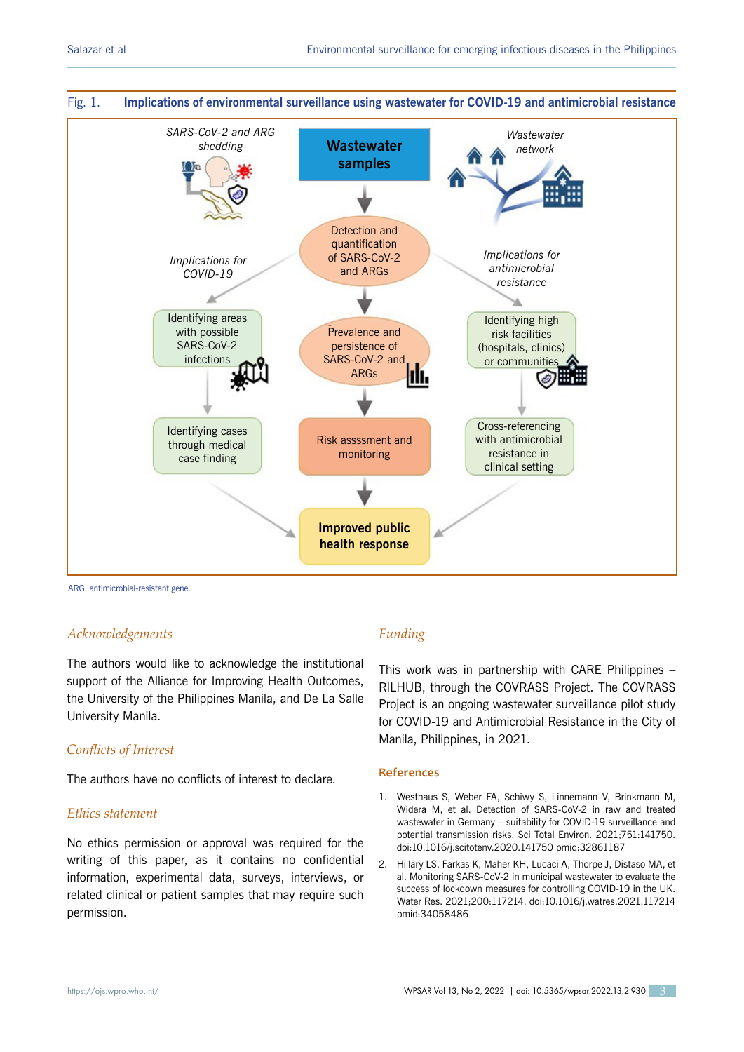**Fig. 1. Implications of environmental surveillance using wastewater for COVID-19 and antimicrobial resistance**

ARG: antimicrobial-resistant gene.

## *Acknowledgements*

The authors would like to acknowledge the institutional support of the Alliance for Improving Health Outcomes, the University of the Philippines Manila, and De La Salle University Manila.

## *Conflicts of Interest*

The authors have no conflicts of interest to declare.

## *Ethics statement*

No ethics permission or approval was required for the writing of this paper, as it contains no confidential information, experimental data, surveys, interviews, or related clinical or patient samples that may require such permission.

## *Funding*

This work was in partnership with CARE Philippines – RILHUB, through the COVRASS Project. The COVRASS Project is an ongoing wastewater surveillance pilot study for COVID-19 and Antimicrobial Resistance in the City of Manila, Philippines, in 2021.

## References

1. Westhaus S, Weber FA, Schiwy S, Linnemann V, Brinkmann M, Widera M, et al. Detection of SARS-CoV-2 in raw and treated wastewater in Germany – suitability for COVID-19 surveillance and potential transmission risks. Sci Total Environ. 2021;751:141750. doi:10.1016/j.scitotenv.2020.141750 pmid:32861187
2. Hillary LS, Farkas K, Maher KH, Lucaci A, Thorpe J, Distaso MA, et al. Monitoring SARS-CoV-2 in municipal wastewater to evaluate the success of lockdown measures for controlling COVID-19 in the UK. Water Res. 2021;200:117214. doi:10.1016/j.watres.2021.117214 pmid:34058486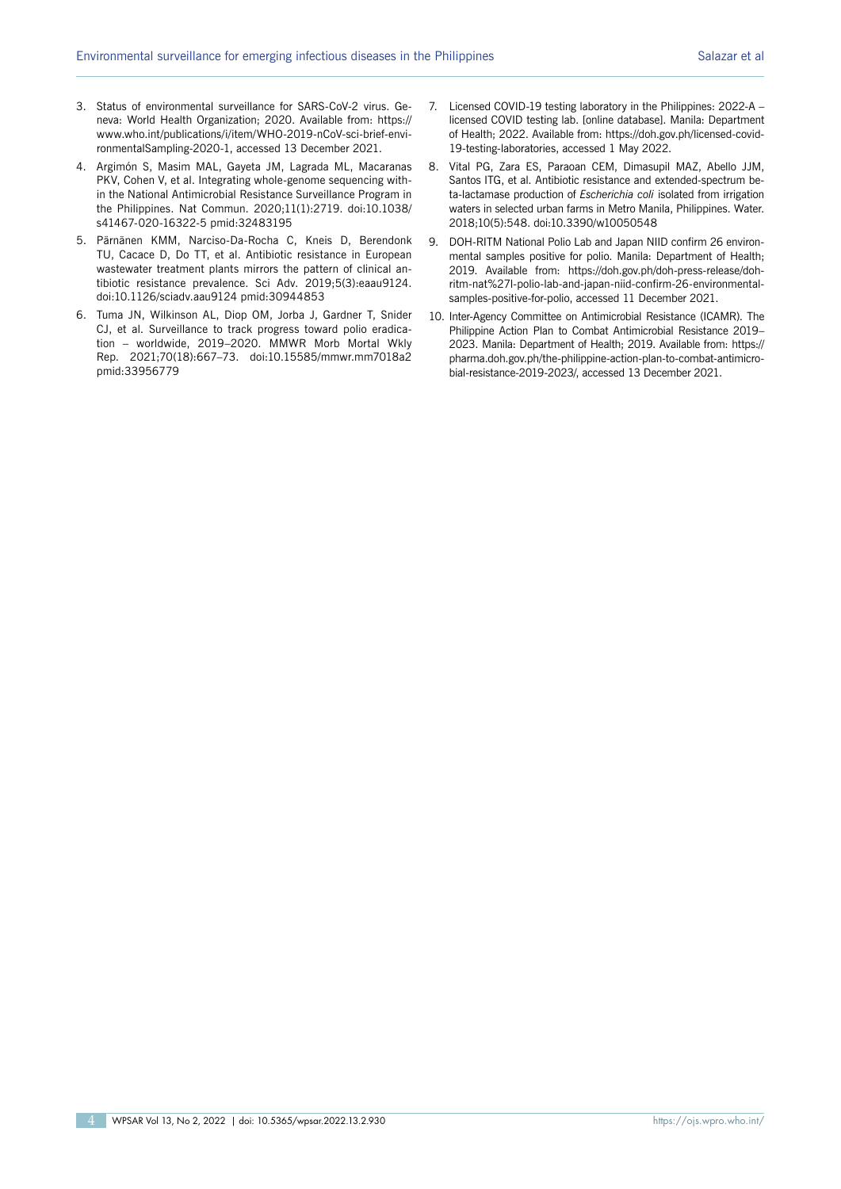3. Status of environmental surveillance for SARS-CoV-2 virus. Geneva: World Health Organization; 2020. Available from: https://www.who.int/publications/i/item/WHO-2019-nCoV-sci-brief-environmentalSampling-2020-1, accessed 13 December 2021.
4. Argimón S, Masim MAL, Gayeta JM, Lagrada ML, Macaranas PKV, Cohen V, et al. Integrating whole-genome sequencing within the National Antimicrobial Resistance Surveillance Program in the Philippines. Nat Commun. 2020;11(1):2719. doi:10.1038/s41467-020-16322-5 pmid:32483195
5. Pärnänen KMM, Narciso-Da-Rocha C, Kneis D, Berendonk TU, Cacace D, Do TT, et al. Antibiotic resistance in European wastewater treatment plants mirrors the pattern of clinical antibiotic resistance prevalence. Sci Adv. 2019;5(3):eaau9124. doi:10.1126/sciadv.aau9124 pmid:30944853
6. Tuma JN, Wilkinson AL, Diop OM, Jorba J, Gardner T, Snider CJ, et al. Surveillance to track progress toward polio eradication – worldwide, 2019–2020. MMWR Morb Mortal Wkly Rep. 2021;70(18):667–73. doi:10.15585/mmwr.mm7018a2 pmid:33956779
7. Licensed COVID-19 testing laboratory in the Philippines: 2022-A – licensed COVID testing lab. [online database]. Manila: Department of Health; 2022. Available from: https://doh.gov.ph/licensed-covid-19-testing-laboratories, accessed 1 May 2022.
8. Vital PG, Zara ES, Paraoan CEM, Dimasupil MAZ, Abello JJM, Santos ITG, et al. Antibiotic resistance and extended-spectrum beta-lactamase production of *Escherichia coli* isolated from irrigation waters in selected urban farms in Metro Manila, Philippines. Water. 2018;10(5):548. doi:10.3390/w10050548
9. DOH-RITM National Polio Lab and Japan NIID confirm 26 environmental samples positive for polio. Manila: Department of Health; 2019. Available from: https://doh.gov.ph/doh-press-release/doh-ritm-nat%27l-polio-lab-and-japan-niid-confirm-26-environmental-samples-positive-for-polio, accessed 11 December 2021.
10. Inter-Agency Committee on Antimicrobial Resistance (ICAMR). The Philippine Action Plan to Combat Antimicrobial Resistance 2019–2023. Manila: Department of Health; 2019. Available from: https://pharma.doh.gov.ph/the-philippine-action-plan-to-combat-antimicrobial-resistance-2019-2023/, accessed 13 December 2021.